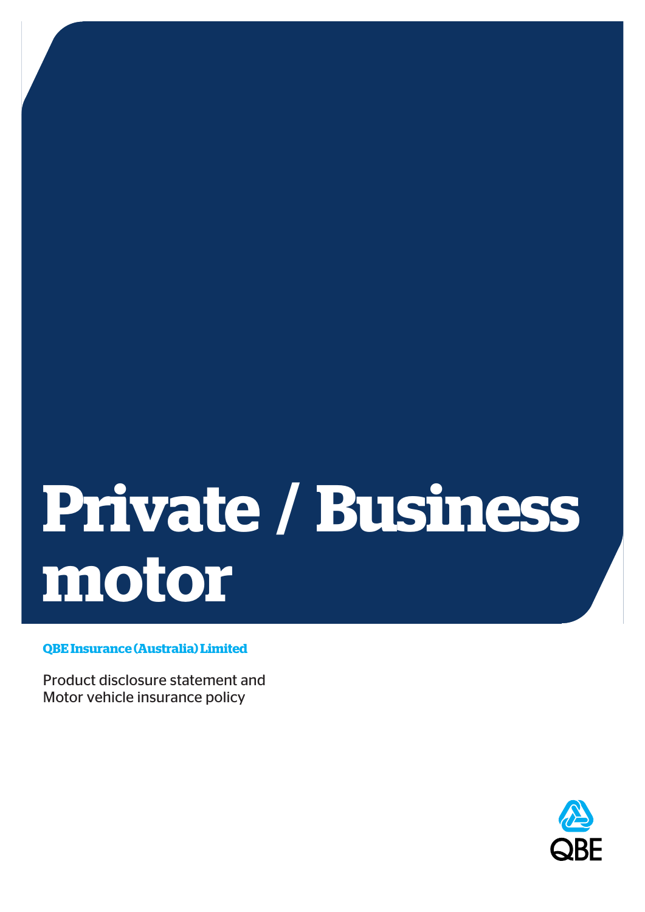# Private / Business motor

**QBE Insurance (Australia) Limited**

Product disclosure statement and
Motor vehicle insurance policy

QBE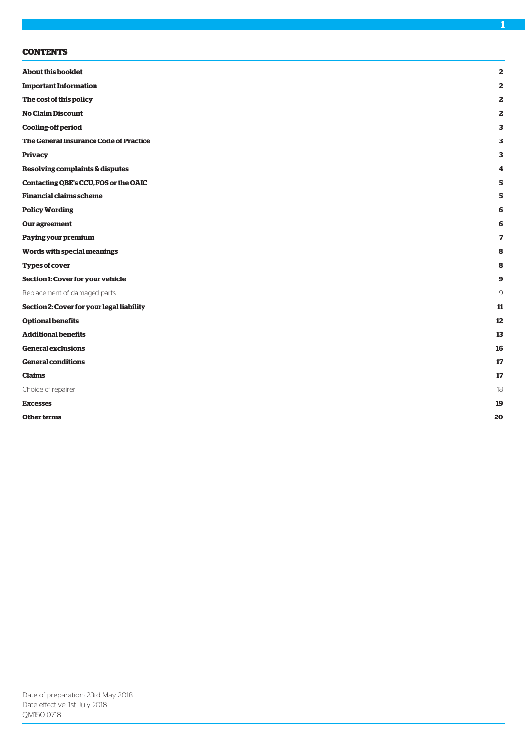## CONTENTS

| | |
|---|---|
| **About this booklet** | **2** |
| **Important Information** | **2** |
| **The cost of this policy** | **2** |
| **No Claim Discount** | **2** |
| **Cooling-off period** | **3** |
| **The General Insurance Code of Practice** | **3** |
| **Privacy** | **3** |
| **Resolving complaints & disputes** | **4** |
| **Contacting QBE's CCU, FOS or the OAIC** | **5** |
| **Financial claims scheme** | **5** |
| **Policy Wording** | **6** |
| **Our agreement** | **6** |
| **Paying your premium** | **7** |
| **Words with special meanings** | **8** |
| **Types of cover** | **8** |
| **Section 1: Cover for your vehicle** | **9** |
| Replacement of damaged parts | 9 |
| **Section 2: Cover for your legal liability** | **11** |
| **Optional benefits** | **12** |
| **Additional benefits** | **13** |
| **General exclusions** | **16** |
| **General conditions** | **17** |
| **Claims** | **17** |
| Choice of repairer | 18 |
| **Excesses** | **19** |
| **Other terms** | **20** |

Date of preparation: 23rd May 2018
Date effective: 1st July 2018
QM150-0718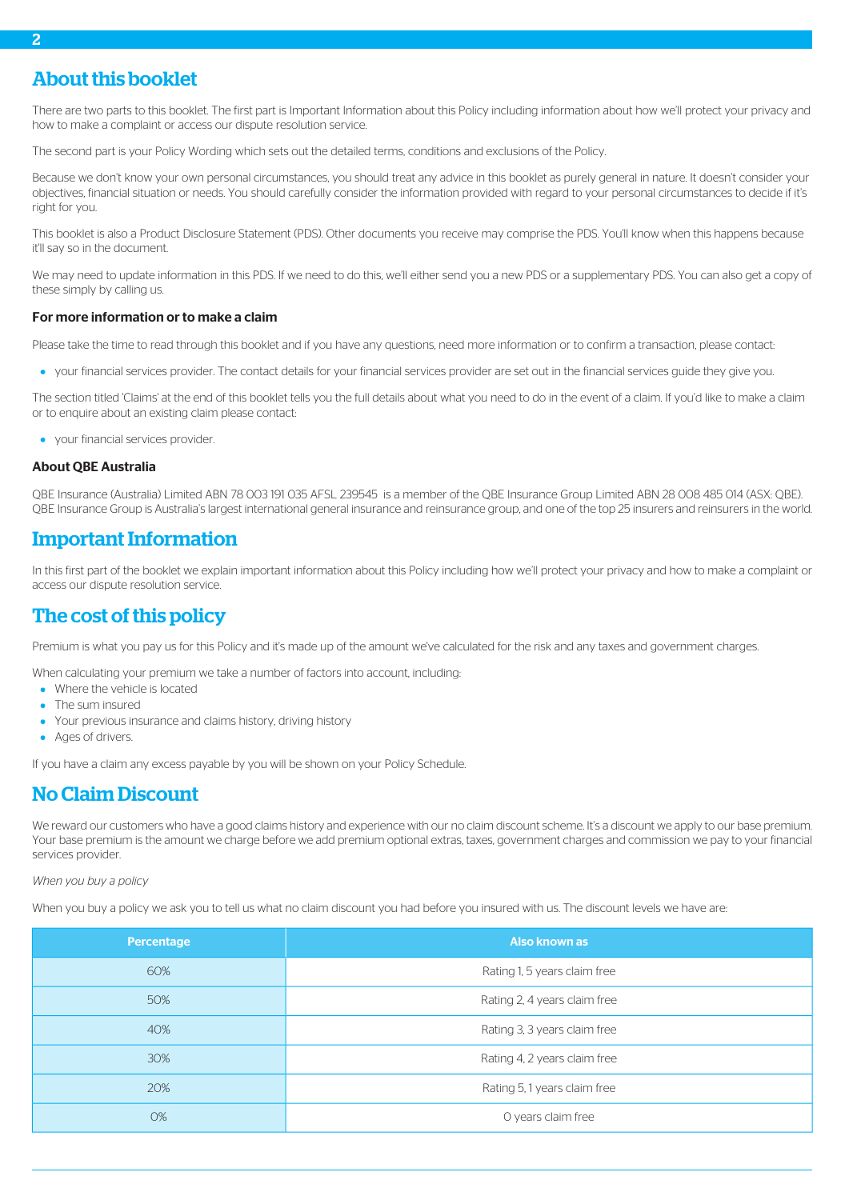## About this booklet

There are two parts to this booklet. The first part is Important Information about this Policy including information about how we'll protect your privacy and how to make a complaint or access our dispute resolution service.

The second part is your Policy Wording which sets out the detailed terms, conditions and exclusions of the Policy.

Because we don't know your own personal circumstances, you should treat any advice in this booklet as purely general in nature. It doesn't consider your objectives, financial situation or needs. You should carefully consider the information provided with regard to your personal circumstances to decide if it's right for you.

This booklet is also a Product Disclosure Statement (PDS). Other documents you receive may comprise the PDS. You'll know when this happens because it'll say so in the document.

We may need to update information in this PDS. If we need to do this, we'll either send you a new PDS or a supplementary PDS. You can also get a copy of these simply by calling us.

### For more information or to make a claim

Please take the time to read through this booklet and if you have any questions, need more information or to confirm a transaction, please contact:

- your financial services provider. The contact details for your financial services provider are set out in the financial services guide they give you.

The section titled 'Claims' at the end of this booklet tells you the full details about what you need to do in the event of a claim. If you'd like to make a claim or to enquire about an existing claim please contact:

- your financial services provider.

### About QBE Australia

QBE Insurance (Australia) Limited ABN 78 003 191 035 AFSL 239545 is a member of the QBE Insurance Group Limited ABN 28 008 485 014 (ASX: QBE). QBE Insurance Group is Australia's largest international general insurance and reinsurance group, and one of the top 25 insurers and reinsurers in the world.

## Important Information

In this first part of the booklet we explain important information about this Policy including how we'll protect your privacy and how to make a complaint or access our dispute resolution service.

## The cost of this policy

Premium is what you pay us for this Policy and it's made up of the amount we've calculated for the risk and any taxes and government charges.

When calculating your premium we take a number of factors into account, including:

- Where the vehicle is located
- The sum insured
- Your previous insurance and claims history, driving history
- Ages of drivers.

If you have a claim any excess payable by you will be shown on your Policy Schedule.

## No Claim Discount

We reward our customers who have a good claims history and experience with our no claim discount scheme. It's a discount we apply to our base premium. Your base premium is the amount we charge before we add premium optional extras, taxes, government charges and commission we pay to your financial services provider.

*When you buy a policy*

When you buy a policy we ask you to tell us what no claim discount you had before you insured with us. The discount levels we have are:

| Percentage | Also known as |
|---|---|
| 60% | Rating 1, 5 years claim free |
| 50% | Rating 2, 4 years claim free |
| 40% | Rating 3, 3 years claim free |
| 30% | Rating 4, 2 years claim free |
| 20% | Rating 5, 1 years claim free |
| 0% | 0 years claim free |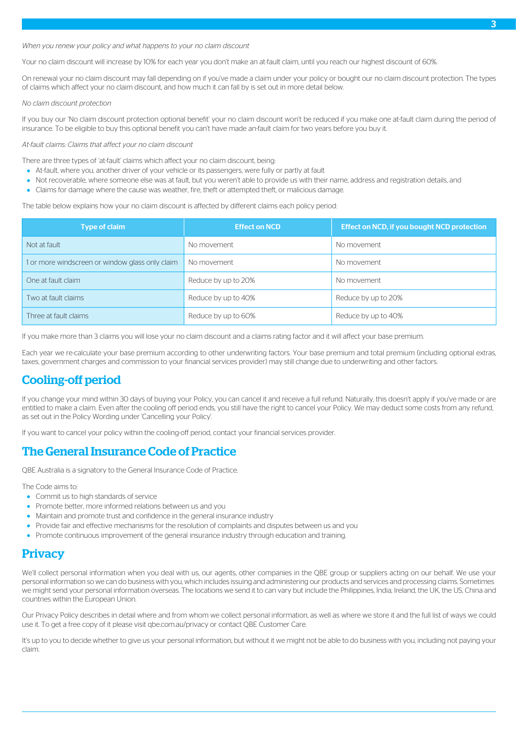*When you renew your policy and what happens to your no claim discount*

Your no claim discount will increase by 10% for each year you don't make an at-fault claim, until you reach our highest discount of 60%.

On renewal your no claim discount may fall depending on if you've made a claim under your policy or bought our no claim discount protection. The types of claims which affect your no claim discount, and how much it can fall by is set out in more detail below.

*No claim discount protection*

If you buy our 'No claim discount protection optional benefit' your no claim discount won't be reduced if you make one at-fault claim during the period of insurance. To be eligible to buy this optional benefit you can't have made an-fault claim for two years before you buy it.

*At-fault claims: Claims that affect your no claim discount*

There are three types of 'at-fault' claims which affect your no claim discount, being:

- At-fault, where you, another driver of your vehicle or its passengers, were fully or partly at fault
- Not recoverable, where someone else was at fault, but you weren't able to provide us with their name, address and registration details, and
- Claims for damage where the cause was weather, fire, theft or attempted theft, or malicious damage.

The table below explains how your no claim discount is affected by different claims each policy period:

| Type of claim | Effect on NCD | Effect on NCD, if you bought NCD protection |
|---|---|---|
| Not at fault | No movement | No movement |
| 1 or more windscreen or window glass only claim | No movement | No movement |
| One at fault claim | Reduce by up to 20% | No movement |
| Two at fault claims | Reduce by up to 40% | Reduce by up to 20% |
| Three at fault claims | Reduce by up to 60% | Reduce by up to 40% |

If you make more than 3 claims you will lose your no claim discount and a claims rating factor and it will affect your base premium.

Each year we re-calculate your base premium according to other underwriting factors. Your base premium and total premium (including optional extras, taxes, government charges and commission to your financial services provider) may still change due to underwriting and other factors.

## Cooling-off period

If you change your mind within 30 days of buying your Policy, you can cancel it and receive a full refund. Naturally, this doesn't apply if you've made or are entitled to make a claim. Even after the cooling off period ends, you still have the right to cancel your Policy. We may deduct some costs from any refund, as set out in the Policy Wording under 'Cancelling your Policy'.

If you want to cancel your policy within the cooling-off period, contact your financial services provider.

## The General Insurance Code of Practice

QBE Australia is a signatory to the General Insurance Code of Practice.

The Code aims to:

- Commit us to high standards of service
- Promote better, more informed relations between us and you
- Maintain and promote trust and confidence in the general insurance industry
- Provide fair and effective mechanisms for the resolution of complaints and disputes between us and you
- Promote continuous improvement of the general insurance industry through education and training.

## Privacy

We'll collect personal information when you deal with us, our agents, other companies in the QBE group or suppliers acting on our behalf. We use your personal information so we can do business with you, which includes issuing and administering our products and services and processing claims. Sometimes we might send your personal information overseas. The locations we send it to can vary but include the Philippines, India, Ireland, the UK, the US, China and countries within the European Union.

Our Privacy Policy describes in detail where and from whom we collect personal information, as well as where we store it and the full list of ways we could use it. To get a free copy of it please visit qbe.com.au/privacy or contact QBE Customer Care.

It's up to you to decide whether to give us your personal information, but without it we might not be able to do business with you, including not paying your claim.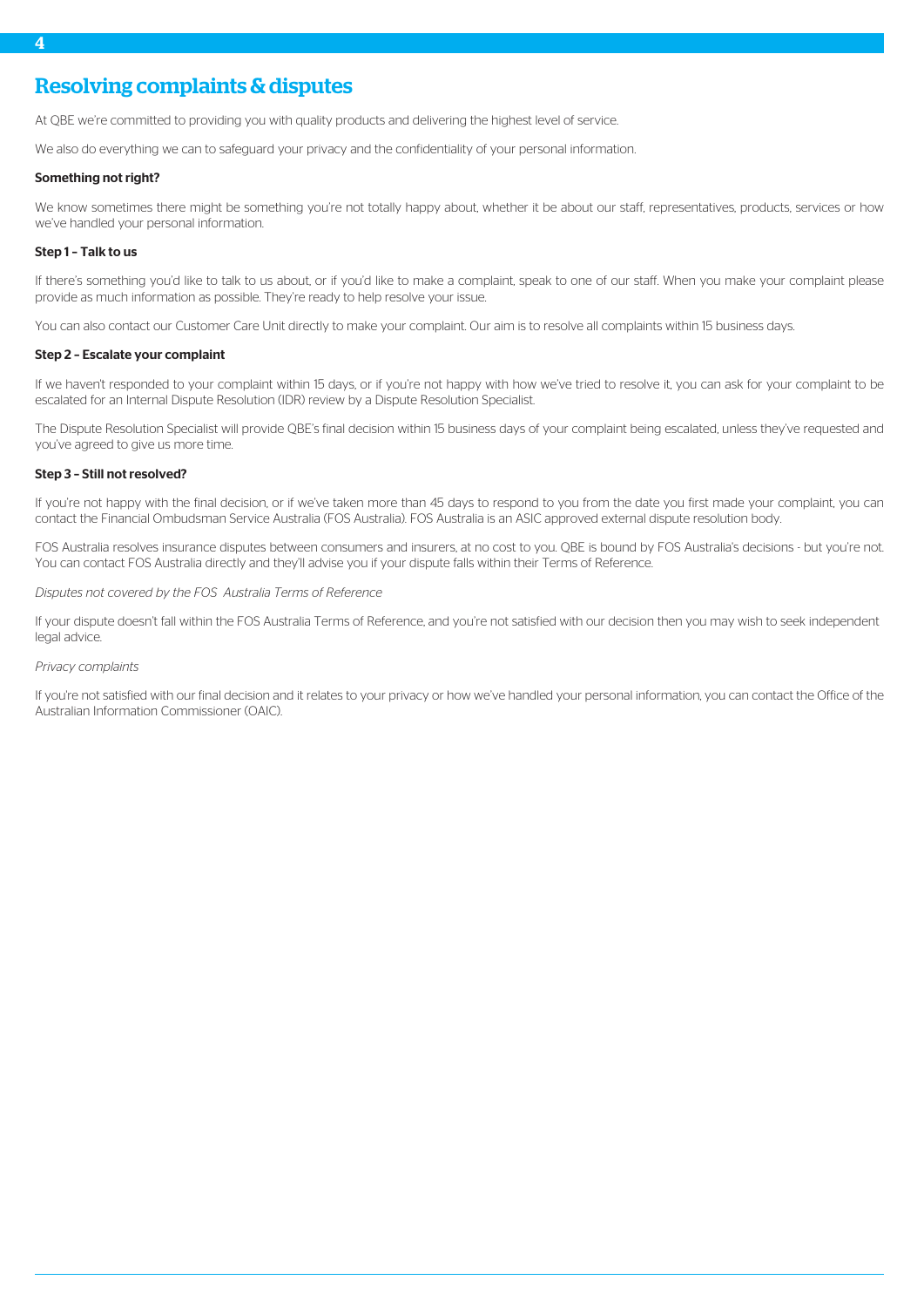# Resolving complaints & disputes

At QBE we're committed to providing you with quality products and delivering the highest level of service.

We also do everything we can to safeguard your privacy and the confidentiality of your personal information.

**Something not right?**

We know sometimes there might be something you're not totally happy about, whether it be about our staff, representatives, products, services or how we've handled your personal information.

**Step 1 – Talk to us**

If there's something you'd like to talk to us about, or if you'd like to make a complaint, speak to one of our staff. When you make your complaint please provide as much information as possible. They're ready to help resolve your issue.

You can also contact our Customer Care Unit directly to make your complaint. Our aim is to resolve all complaints within 15 business days.

**Step 2 – Escalate your complaint**

If we haven't responded to your complaint within 15 days, or if you're not happy with how we've tried to resolve it, you can ask for your complaint to be escalated for an Internal Dispute Resolution (IDR) review by a Dispute Resolution Specialist.

The Dispute Resolution Specialist will provide QBE's final decision within 15 business days of your complaint being escalated, unless they've requested and you've agreed to give us more time.

**Step 3 – Still not resolved?**

If you're not happy with the final decision, or if we've taken more than 45 days to respond to you from the date you first made your complaint, you can contact the Financial Ombudsman Service Australia (FOS Australia). FOS Australia is an ASIC approved external dispute resolution body.

FOS Australia resolves insurance disputes between consumers and insurers, at no cost to you. QBE is bound by FOS Australia's decisions - but you're not. You can contact FOS Australia directly and they'll advise you if your dispute falls within their Terms of Reference.

*Disputes not covered by the FOS Australia Terms of Reference*

If your dispute doesn't fall within the FOS Australia Terms of Reference, and you're not satisfied with our decision then you may wish to seek independent legal advice.

*Privacy complaints*

If you're not satisfied with our final decision and it relates to your privacy or how we've handled your personal information, you can contact the Office of the Australian Information Commissioner (OAIC).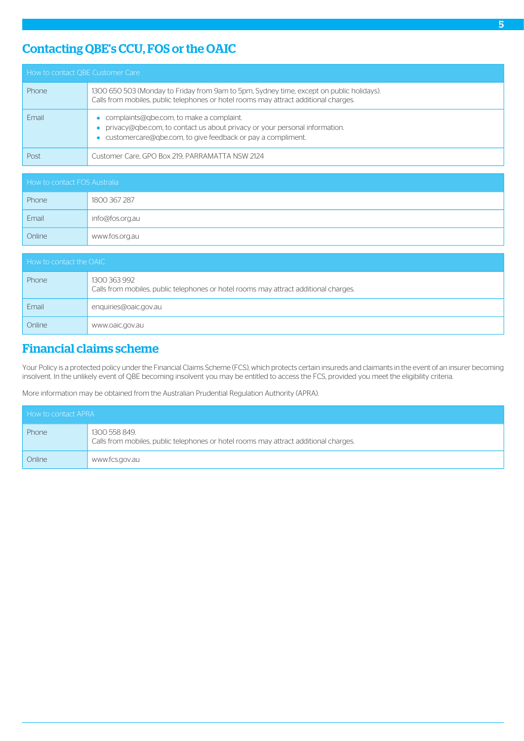## Contacting QBE's CCU, FOS or the OAIC

| How to contact QBE Customer Care | |
|---|---|
| Phone | 1300 650 503 (Monday to Friday from 9am to 5pm, Sydney time, except on public holidays). Calls from mobiles, public telephones or hotel rooms may attract additional charges. |
| Email | • complaints@qbe.com, to make a complaint. <br> • privacy@qbe.com, to contact us about privacy or your personal information. <br> • customercare@qbe.com, to give feedback or pay a compliment. |
| Post | Customer Care, GPO Box 219, PARRAMATTA NSW 2124 |

| How to contact FOS Australia | |
|---|---|
| Phone | 1800 367 287 |
| Email | info@fos.org.au |
| Online | www.fos.org.au |

| How to contact the OAIC | |
|---|---|
| Phone | 1300 363 992 <br> Calls from mobiles, public telephones or hotel rooms may attract additional charges. |
| Email | enquiries@oaic.gov.au |
| Online | www.oaic.gov.au |

## Financial claims scheme

Your Policy is a protected policy under the Financial Claims Scheme (FCS), which protects certain insureds and claimants in the event of an insurer becoming insolvent. In the unlikely event of QBE becoming insolvent you may be entitled to access the FCS, provided you meet the eligibility criteria.

More information may be obtained from the Australian Prudential Regulation Authority (APRA).

| How to contact APRA | |
|---|---|
| Phone | 1300 558 849. <br> Calls from mobiles, public telephones or hotel rooms may attract additional charges. |
| Online | www.fcs.gov.au |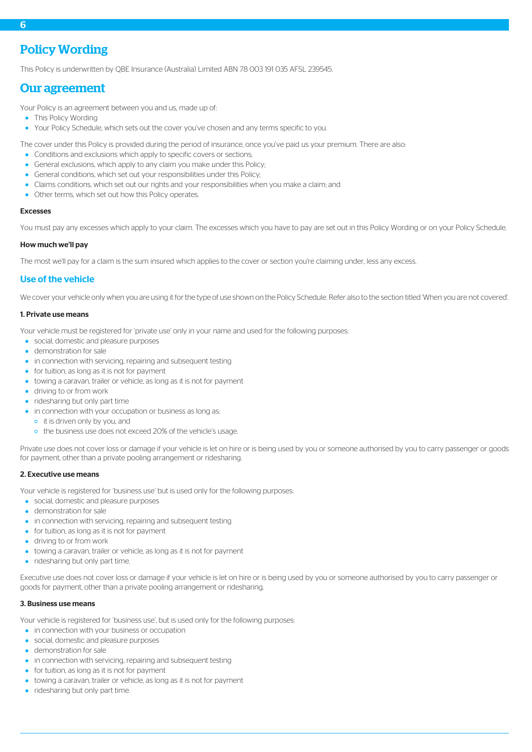# Policy Wording

This Policy is underwritten by QBE Insurance (Australia) Limited ABN 78 003 191 035 AFSL 239545.

# Our agreement

Your Policy is an agreement between you and us, made up of:

- This Policy Wording
- Your Policy Schedule, which sets out the cover you've chosen and any terms specific to you.

The cover under this Policy is provided during the period of insurance, once you've paid us your premium. There are also:

- Conditions and exclusions which apply to specific covers or sections;
- General exclusions, which apply to any claim you make under this Policy;
- General conditions, which set out your responsibilities under this Policy;
- Claims conditions, which set out our rights and your responsibilities when you make a claim; and
- Other terms, which set out how this Policy operates.

**Excesses**

You must pay any excesses which apply to your claim. The excesses which you have to pay are set out in this Policy Wording or on your Policy Schedule.

**How much we'll pay**

The most we'll pay for a claim is the sum insured which applies to the cover or section you're claiming under, less any excess.

## Use of the vehicle

We cover your vehicle only when you are using it for the type of use shown on the Policy Schedule. Refer also to the section titled 'When you are not covered'.

**1. Private use means**

Your vehicle must be registered for 'private use' only in your name and used for the following purposes:

- social, domestic and pleasure purposes
- demonstration for sale
- in connection with servicing, repairing and subsequent testing
- for tuition, as long as it is not for payment
- towing a caravan, trailer or vehicle, as long as it is not for payment
- driving to or from work
- ridesharing but only part time
- in connection with your occupation or business as long as:
  - it is driven only by you, and
  - the business use does not exceed 20% of the vehicle's usage.

Private use does not cover loss or damage if your vehicle is let on hire or is being used by you or someone authorised by you to carry passenger or goods for payment, other than a private pooling arrangement or ridesharing.

**2. Executive use means**

Your vehicle is registered for 'business use' but is used only for the following purposes:

- social, domestic and pleasure purposes
- demonstration for sale
- in connection with servicing, repairing and subsequent testing
- for tuition, as long as it is not for payment
- driving to or from work
- towing a caravan, trailer or vehicle, as long as it is not for payment
- ridesharing but only part time.

Executive use does not cover loss or damage if your vehicle is let on hire or is being used by you or someone authorised by you to carry passenger or goods for payment, other than a private pooling arrangement or ridesharing.

**3. Business use means**

Your vehicle is registered for 'business use', but is used only for the following purposes:

- in connection with your business or occupation
- social, domestic and pleasure purposes
- demonstration for sale
- in connection with servicing, repairing and subsequent testing
- for tuition, as long as it is not for payment
- towing a caravan, trailer or vehicle, as long as it is not for payment
- ridesharing but only part time.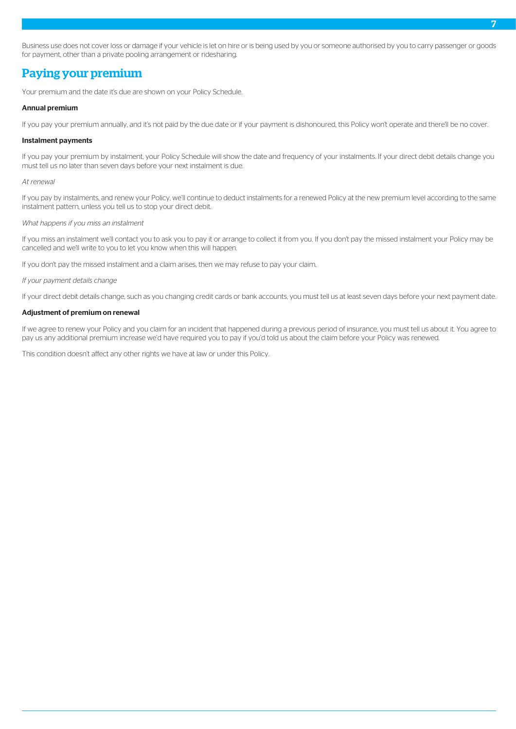Business use does not cover loss or damage if your vehicle is let on hire or is being used by you or someone authorised by you to carry passenger or goods for payment, other than a private pooling arrangement or ridesharing.

## Paying your premium

Your premium and the date it's due are shown on your Policy Schedule.

**Annual premium**

If you pay your premium annually, and it's not paid by the due date or if your payment is dishonoured, this Policy won't operate and there'll be no cover.

**Instalment payments**

If you pay your premium by instalment, your Policy Schedule will show the date and frequency of your instalments. If your direct debit details change you must tell us no later than seven days before your next instalment is due.

*At renewal*

If you pay by instalments, and renew your Policy, we'll continue to deduct instalments for a renewed Policy at the new premium level according to the same instalment pattern, unless you tell us to stop your direct debit.

*What happens if you miss an instalment*

If you miss an instalment we'll contact you to ask you to pay it or arrange to collect it from you. If you don't pay the missed instalment your Policy may be cancelled and we'll write to you to let you know when this will happen.

If you don't pay the missed instalment and a claim arises, then we may refuse to pay your claim.

*If your payment details change*

If your direct debit details change, such as you changing credit cards or bank accounts, you must tell us at least seven days before your next payment date.

**Adjustment of premium on renewal**

If we agree to renew your Policy and you claim for an incident that happened during a previous period of insurance, you must tell us about it. You agree to pay us any additional premium increase we'd have required you to pay if you'd told us about the claim before your Policy was renewed.

This condition doesn't affect any other rights we have at law or under this Policy.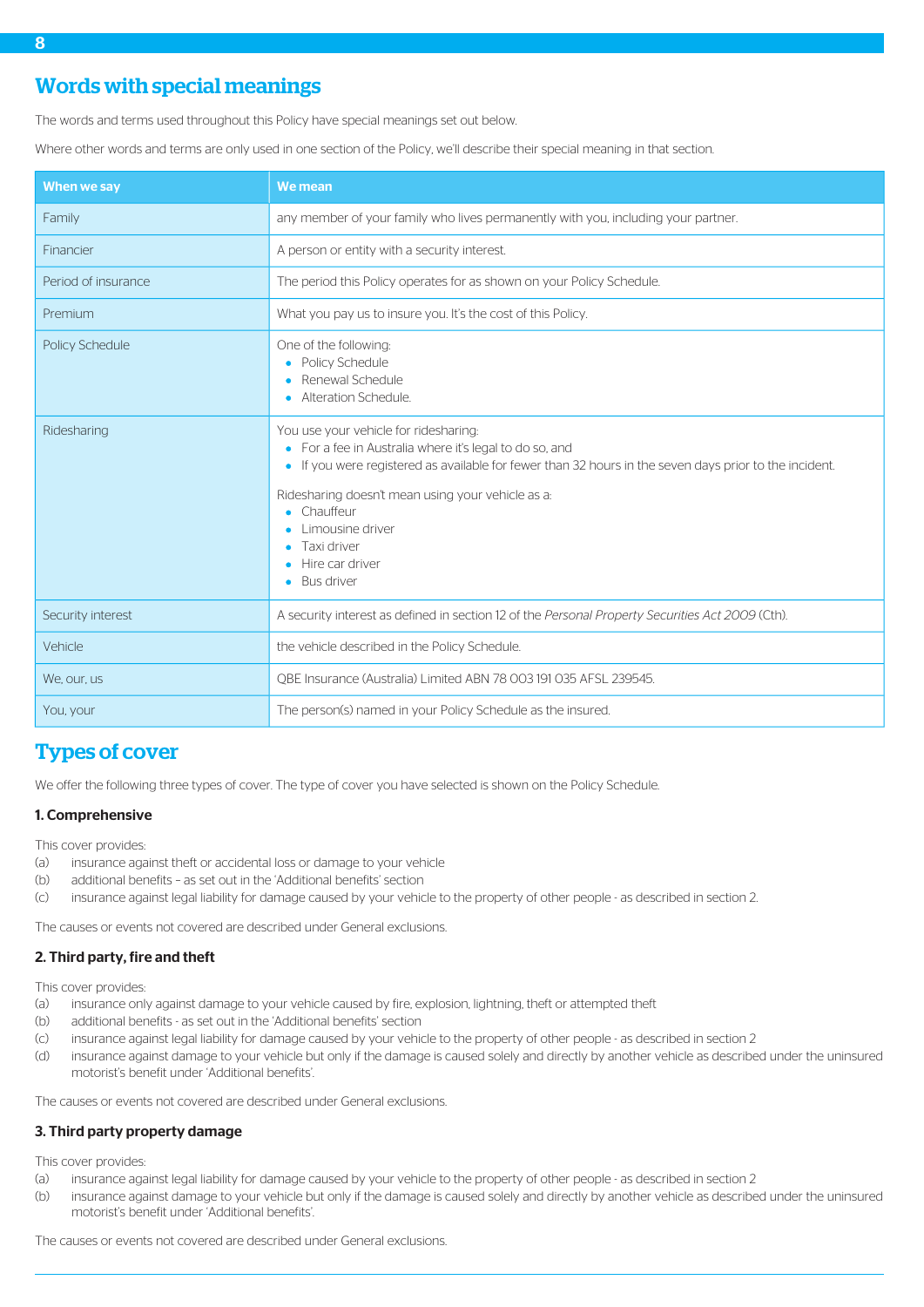## Words with special meanings

The words and terms used throughout this Policy have special meanings set out below.

Where other words and terms are only used in one section of the Policy, we'll describe their special meaning in that section.

| When we say | We mean |
|---|---|
| Family | any member of your family who lives permanently with you, including your partner. |
| Financier | A person or entity with a security interest. |
| Period of insurance | The period this Policy operates for as shown on your Policy Schedule. |
| Premium | What you pay us to insure you. It's the cost of this Policy. |
| Policy Schedule | One of the following:<br>• Policy Schedule<br>• Renewal Schedule<br>• Alteration Schedule. |
| Ridesharing | You use your vehicle for ridesharing:<br>• For a fee in Australia where it's legal to do so, and<br>• If you were registered as available for fewer than 32 hours in the seven days prior to the incident.<br><br>Ridesharing doesn't mean using your vehicle as a:<br>• Chauffeur<br>• Limousine driver<br>• Taxi driver<br>• Hire car driver<br>• Bus driver |
| Security interest | A security interest as defined in section 12 of the *Personal Property Securities Act 2009* (Cth). |
| Vehicle | the vehicle described in the Policy Schedule. |
| We, our, us | QBE Insurance (Australia) Limited ABN 78 003 191 035 AFSL 239545. |
| You, your | The person(s) named in your Policy Schedule as the insured. |

## Types of cover

We offer the following three types of cover. The type of cover you have selected is shown on the Policy Schedule.

### 1. Comprehensive

This cover provides:

(a) insurance against theft or accidental loss or damage to your vehicle
(b) additional benefits – as set out in the 'Additional benefits' section
(c) insurance against legal liability for damage caused by your vehicle to the property of other people - as described in section 2.

The causes or events not covered are described under General exclusions.

### 2. Third party, fire and theft

This cover provides:

(a) insurance only against damage to your vehicle caused by fire, explosion, lightning, theft or attempted theft
(b) additional benefits - as set out in the 'Additional benefits' section
(c) insurance against legal liability for damage caused by your vehicle to the property of other people - as described in section 2
(d) insurance against damage to your vehicle but only if the damage is caused solely and directly by another vehicle as described under the uninsured motorist's benefit under 'Additional benefits'.

The causes or events not covered are described under General exclusions.

### 3. Third party property damage

This cover provides:

(a) insurance against legal liability for damage caused by your vehicle to the property of other people - as described in section 2
(b) insurance against damage to your vehicle but only if the damage is caused solely and directly by another vehicle as described under the uninsured motorist's benefit under 'Additional benefits'.

The causes or events not covered are described under General exclusions.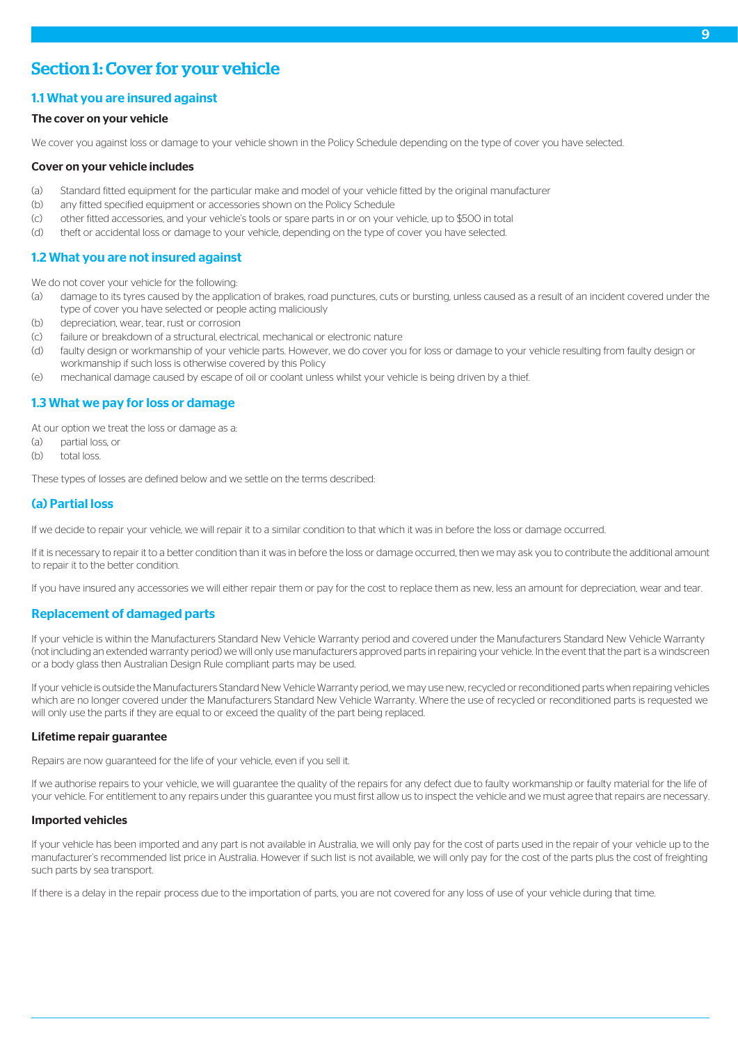# Section 1: Cover for your vehicle

## 1.1 What you are insured against

### The cover on your vehicle

We cover you against loss or damage to your vehicle shown in the Policy Schedule depending on the type of cover you have selected.

### Cover on your vehicle includes

(a) Standard fitted equipment for the particular make and model of your vehicle fitted by the original manufacturer
(b) any fitted specified equipment or accessories shown on the Policy Schedule
(c) other fitted accessories, and your vehicle's tools or spare parts in or on your vehicle, up to $500 in total
(d) theft or accidental loss or damage to your vehicle, depending on the type of cover you have selected.

## 1.2 What you are not insured against

We do not cover your vehicle for the following:
(a) damage to its tyres caused by the application of brakes, road punctures, cuts or bursting, unless caused as a result of an incident covered under the type of cover you have selected or people acting maliciously
(b) depreciation, wear, tear, rust or corrosion
(c) failure or breakdown of a structural, electrical, mechanical or electronic nature
(d) faulty design or workmanship of your vehicle parts. However, we do cover you for loss or damage to your vehicle resulting from faulty design or workmanship if such loss is otherwise covered by this Policy
(e) mechanical damage caused by escape of oil or coolant unless whilst your vehicle is being driven by a thief.

## 1.3 What we pay for loss or damage

At our option we treat the loss or damage as a:
(a) partial loss, or
(b) total loss.

These types of losses are defined below and we settle on the terms described:

## (a) Partial loss

If we decide to repair your vehicle, we will repair it to a similar condition to that which it was in before the loss or damage occurred.

If it is necessary to repair it to a better condition than it was in before the loss or damage occurred, then we may ask you to contribute the additional amount to repair it to the better condition.

If you have insured any accessories we will either repair them or pay for the cost to replace them as new, less an amount for depreciation, wear and tear.

## Replacement of damaged parts

If your vehicle is within the Manufacturers Standard New Vehicle Warranty period and covered under the Manufacturers Standard New Vehicle Warranty (not including an extended warranty period) we will only use manufacturers approved parts in repairing your vehicle. In the event that the part is a windscreen or a body glass then Australian Design Rule compliant parts may be used.

If your vehicle is outside the Manufacturers Standard New Vehicle Warranty period, we may use new, recycled or reconditioned parts when repairing vehicles which are no longer covered under the Manufacturers Standard New Vehicle Warranty. Where the use of recycled or reconditioned parts is requested we will only use the parts if they are equal to or exceed the quality of the part being replaced.

### Lifetime repair guarantee

Repairs are now guaranteed for the life of your vehicle, even if you sell it.

If we authorise repairs to your vehicle, we will guarantee the quality of the repairs for any defect due to faulty workmanship or faulty material for the life of your vehicle. For entitlement to any repairs under this guarantee you must first allow us to inspect the vehicle and we must agree that repairs are necessary.

### Imported vehicles

If your vehicle has been imported and any part is not available in Australia, we will only pay for the cost of parts used in the repair of your vehicle up to the manufacturer's recommended list price in Australia. However if such list is not available, we will only pay for the cost of the parts plus the cost of freighting such parts by sea transport.

If there is a delay in the repair process due to the importation of parts, you are not covered for any loss of use of your vehicle during that time.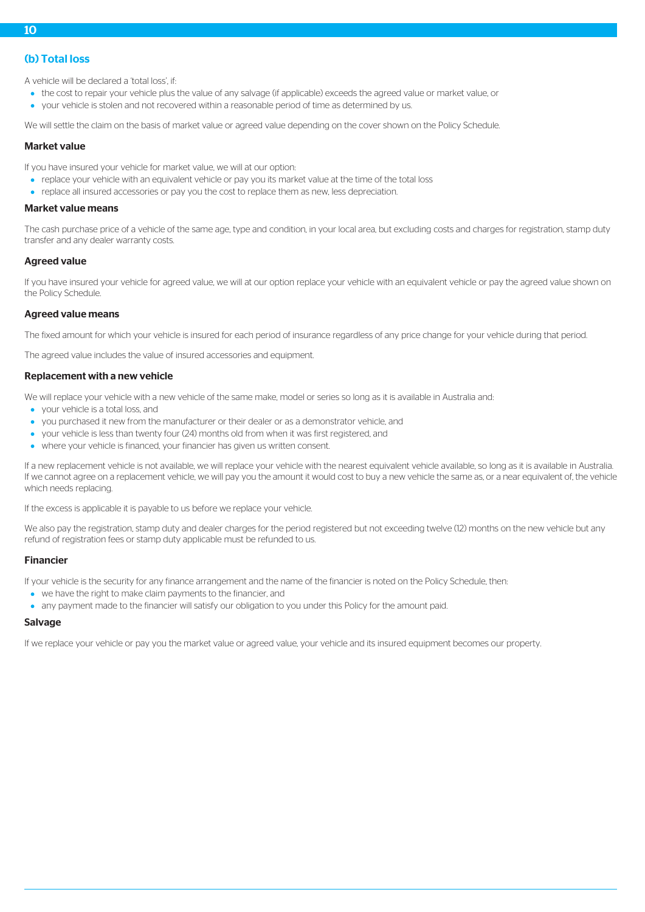## (b) Total loss

A vehicle will be declared a 'total loss', if:

- the cost to repair your vehicle plus the value of any salvage (if applicable) exceeds the agreed value or market value, or
- your vehicle is stolen and not recovered within a reasonable period of time as determined by us.

We will settle the claim on the basis of market value or agreed value depending on the cover shown on the Policy Schedule.

### Market value

If you have insured your vehicle for market value, we will at our option:

- replace your vehicle with an equivalent vehicle or pay you its market value at the time of the total loss
- replace all insured accessories or pay you the cost to replace them as new, less depreciation.

### Market value means

The cash purchase price of a vehicle of the same age, type and condition, in your local area, but excluding costs and charges for registration, stamp duty transfer and any dealer warranty costs.

### Agreed value

If you have insured your vehicle for agreed value, we will at our option replace your vehicle with an equivalent vehicle or pay the agreed value shown on the Policy Schedule.

### Agreed value means

The fixed amount for which your vehicle is insured for each period of insurance regardless of any price change for your vehicle during that period.

The agreed value includes the value of insured accessories and equipment.

### Replacement with a new vehicle

We will replace your vehicle with a new vehicle of the same make, model or series so long as it is available in Australia and:

- your vehicle is a total loss, and
- you purchased it new from the manufacturer or their dealer or as a demonstrator vehicle, and
- your vehicle is less than twenty four (24) months old from when it was first registered, and
- where your vehicle is financed, your financier has given us written consent.

If a new replacement vehicle is not available, we will replace your vehicle with the nearest equivalent vehicle available, so long as it is available in Australia. If we cannot agree on a replacement vehicle, we will pay you the amount it would cost to buy a new vehicle the same as, or a near equivalent of, the vehicle which needs replacing.

If the excess is applicable it is payable to us before we replace your vehicle.

We also pay the registration, stamp duty and dealer charges for the period registered but not exceeding twelve (12) months on the new vehicle but any refund of registration fees or stamp duty applicable must be refunded to us.

### Financier

If your vehicle is the security for any finance arrangement and the name of the financier is noted on the Policy Schedule, then:

- we have the right to make claim payments to the financier, and
- any payment made to the financier will satisfy our obligation to you under this Policy for the amount paid.

### Salvage

If we replace your vehicle or pay you the market value or agreed value, your vehicle and its insured equipment becomes our property.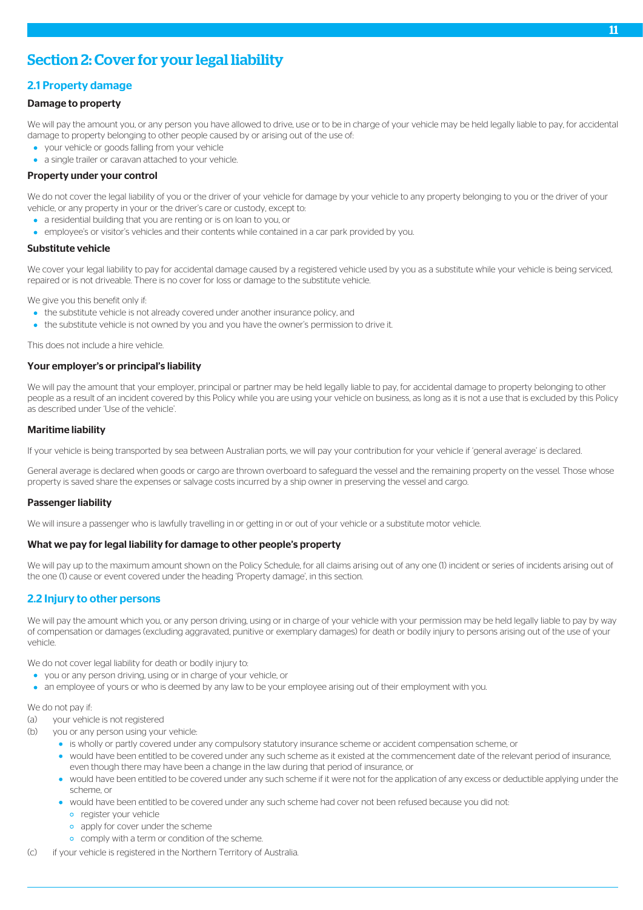# Section 2: Cover for your legal liability

## 2.1 Property damage

### Damage to property

We will pay the amount you, or any person you have allowed to drive, use or to be in charge of your vehicle may be held legally liable to pay, for accidental damage to property belonging to other people caused by or arising out of the use of:

- your vehicle or goods falling from your vehicle
- a single trailer or caravan attached to your vehicle.

### Property under your control

We do not cover the legal liability of you or the driver of your vehicle for damage by your vehicle to any property belonging to you or the driver of your vehicle, or any property in your or the driver's care or custody, except to:

- a residential building that you are renting or is on loan to you, or
- employee's or visitor's vehicles and their contents while contained in a car park provided by you.

### Substitute vehicle

We cover your legal liability to pay for accidental damage caused by a registered vehicle used by you as a substitute while your vehicle is being serviced, repaired or is not driveable. There is no cover for loss or damage to the substitute vehicle.

We give you this benefit only if:

- the substitute vehicle is not already covered under another insurance policy, and
- the substitute vehicle is not owned by you and you have the owner's permission to drive it.

This does not include a hire vehicle.

### Your employer's or principal's liability

We will pay the amount that your employer, principal or partner may be held legally liable to pay, for accidental damage to property belonging to other people as a result of an incident covered by this Policy while you are using your vehicle on business, as long as it is not a use that is excluded by this Policy as described under 'Use of the vehicle'.

### Maritime liability

If your vehicle is being transported by sea between Australian ports, we will pay your contribution for your vehicle if 'general average' is declared.

General average is declared when goods or cargo are thrown overboard to safeguard the vessel and the remaining property on the vessel. Those whose property is saved share the expenses or salvage costs incurred by a ship owner in preserving the vessel and cargo.

### Passenger liability

We will insure a passenger who is lawfully travelling in or getting in or out of your vehicle or a substitute motor vehicle.

### What we pay for legal liability for damage to other people's property

We will pay up to the maximum amount shown on the Policy Schedule, for all claims arising out of any one (1) incident or series of incidents arising out of the one (1) cause or event covered under the heading 'Property damage', in this section.

## 2.2 Injury to other persons

We will pay the amount which you, or any person driving, using or in charge of your vehicle with your permission may be held legally liable to pay by way of compensation or damages (excluding aggravated, punitive or exemplary damages) for death or bodily injury to persons arising out of the use of your vehicle.

We do not cover legal liability for death or bodily injury to:

- you or any person driving, using or in charge of your vehicle, or
- an employee of yours or who is deemed by any law to be your employee arising out of their employment with you.

We do not pay if:

(a) your vehicle is not registered

(b) you or any person using your vehicle:

- is wholly or partly covered under any compulsory statutory insurance scheme or accident compensation scheme, or
- would have been entitled to be covered under any such scheme as it existed at the commencement date of the relevant period of insurance, even though there may have been a change in the law during that period of insurance, or
- would have been entitled to be covered under any such scheme if it were not for the application of any excess or deductible applying under the scheme, or
- would have been entitled to be covered under any such scheme had cover not been refused because you did not:
  - register your vehicle
  - apply for cover under the scheme
  - comply with a term or condition of the scheme.

(c) if your vehicle is registered in the Northern Territory of Australia.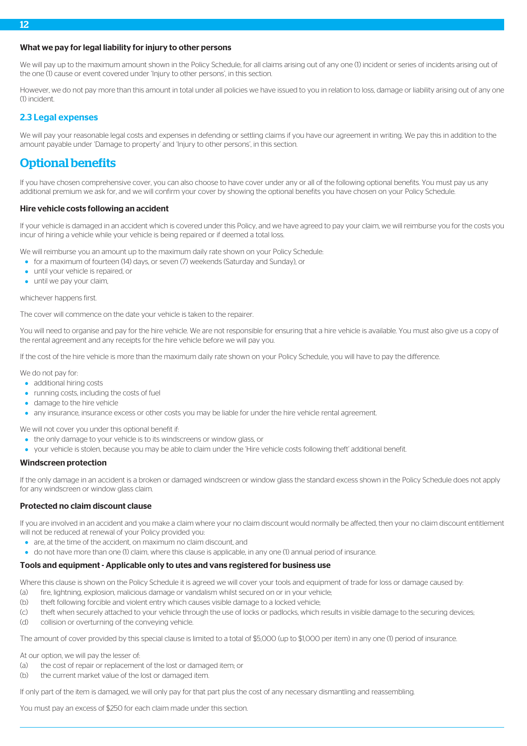### What we pay for legal liability for injury to other persons

We will pay up to the maximum amount shown in the Policy Schedule, for all claims arising out of any one (1) incident or series of incidents arising out of the one (1) cause or event covered under 'Injury to other persons', in this section.

However, we do not pay more than this amount in total under all policies we have issued to you in relation to loss, damage or liability arising out of any one (1) incident.

## 2.3 Legal expenses

We will pay your reasonable legal costs and expenses in defending or settling claims if you have our agreement in writing. We pay this in addition to the amount payable under 'Damage to property' and 'Injury to other persons', in this section.

# Optional benefits

If you have chosen comprehensive cover, you can also choose to have cover under any or all of the following optional benefits. You must pay us any additional premium we ask for, and we will confirm your cover by showing the optional benefits you have chosen on your Policy Schedule.

### Hire vehicle costs following an accident

If your vehicle is damaged in an accident which is covered under this Policy, and we have agreed to pay your claim, we will reimburse you for the costs you incur of hiring a vehicle while your vehicle is being repaired or if deemed a total loss.

We will reimburse you an amount up to the maximum daily rate shown on your Policy Schedule:

- for a maximum of fourteen (14) days, or seven (7) weekends (Saturday and Sunday), or
- until your vehicle is repaired, or
- until we pay your claim,

whichever happens first.

The cover will commence on the date your vehicle is taken to the repairer.

You will need to organise and pay for the hire vehicle. We are not responsible for ensuring that a hire vehicle is available. You must also give us a copy of the rental agreement and any receipts for the hire vehicle before we will pay you.

If the cost of the hire vehicle is more than the maximum daily rate shown on your Policy Schedule, you will have to pay the difference.

We do not pay for:

- additional hiring costs
- running costs, including the costs of fuel
- damage to the hire vehicle
- any insurance, insurance excess or other costs you may be liable for under the hire vehicle rental agreement.

We will not cover you under this optional benefit if:

- the only damage to your vehicle is to its windscreens or window glass, or
- your vehicle is stolen, because you may be able to claim under the 'Hire vehicle costs following theft' additional benefit.

### Windscreen protection

If the only damage in an accident is a broken or damaged windscreen or window glass the standard excess shown in the Policy Schedule does not apply for any windscreen or window glass claim.

### Protected no claim discount clause

If you are involved in an accident and you make a claim where your no claim discount would normally be affected, then your no claim discount entitlement will not be reduced at renewal of your Policy provided you:

- are, at the time of the accident, on maximum no claim discount, and
- do not have more than one (1) claim, where this clause is applicable, in any one (1) annual period of insurance.

### Tools and equipment - Applicable only to utes and vans registered for business use

Where this clause is shown on the Policy Schedule it is agreed we will cover your tools and equipment of trade for loss or damage caused by:

(a) fire, lightning, explosion, malicious damage or vandalism whilst secured on or in your vehicle;
(b) theft following forcible and violent entry which causes visible damage to a locked vehicle;
(c) theft when securely attached to your vehicle through the use of locks or padlocks, which results in visible damage to the securing devices;
(d) collision or overturning of the conveying vehicle.

The amount of cover provided by this special clause is limited to a total of $5,000 (up to $1,000 per item) in any one (1) period of insurance.

At our option, we will pay the lesser of:

(a) the cost of repair or replacement of the lost or damaged item; or
(b) the current market value of the lost or damaged item.

If only part of the item is damaged, we will only pay for that part plus the cost of any necessary dismantling and reassembling.

You must pay an excess of $250 for each claim made under this section.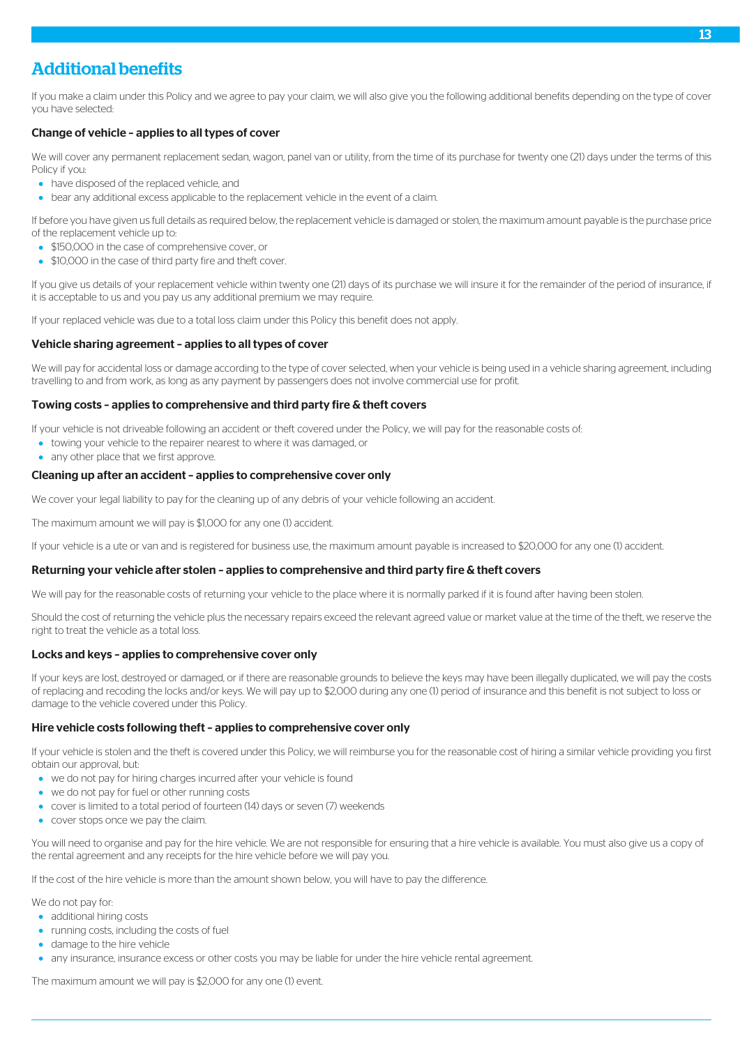# Additional benefits

If you make a claim under this Policy and we agree to pay your claim, we will also give you the following additional benefits depending on the type of cover you have selected:

### Change of vehicle – applies to all types of cover

We will cover any permanent replacement sedan, wagon, panel van or utility, from the time of its purchase for twenty one (21) days under the terms of this Policy if you:

- have disposed of the replaced vehicle, and
- bear any additional excess applicable to the replacement vehicle in the event of a claim.

If before you have given us full details as required below, the replacement vehicle is damaged or stolen, the maximum amount payable is the purchase price of the replacement vehicle up to:

- $150,000 in the case of comprehensive cover, or
- $10,000 in the case of third party fire and theft cover.

If you give us details of your replacement vehicle within twenty one (21) days of its purchase we will insure it for the remainder of the period of insurance, if it is acceptable to us and you pay us any additional premium we may require.

If your replaced vehicle was due to a total loss claim under this Policy this benefit does not apply.

### Vehicle sharing agreement – applies to all types of cover

We will pay for accidental loss or damage according to the type of cover selected, when your vehicle is being used in a vehicle sharing agreement, including travelling to and from work, as long as any payment by passengers does not involve commercial use for profit.

### Towing costs – applies to comprehensive and third party fire & theft covers

If your vehicle is not driveable following an accident or theft covered under the Policy, we will pay for the reasonable costs of:

- towing your vehicle to the repairer nearest to where it was damaged, or
- any other place that we first approve.

### Cleaning up after an accident – applies to comprehensive cover only

We cover your legal liability to pay for the cleaning up of any debris of your vehicle following an accident.

The maximum amount we will pay is $1,000 for any one (1) accident.

If your vehicle is a ute or van and is registered for business use, the maximum amount payable is increased to $20,000 for any one (1) accident.

### Returning your vehicle after stolen – applies to comprehensive and third party fire & theft covers

We will pay for the reasonable costs of returning your vehicle to the place where it is normally parked if it is found after having been stolen.

Should the cost of returning the vehicle plus the necessary repairs exceed the relevant agreed value or market value at the time of the theft, we reserve the right to treat the vehicle as a total loss.

### Locks and keys – applies to comprehensive cover only

If your keys are lost, destroyed or damaged, or if there are reasonable grounds to believe the keys may have been illegally duplicated, we will pay the costs of replacing and recoding the locks and/or keys. We will pay up to $2,000 during any one (1) period of insurance and this benefit is not subject to loss or damage to the vehicle covered under this Policy.

### Hire vehicle costs following theft – applies to comprehensive cover only

If your vehicle is stolen and the theft is covered under this Policy, we will reimburse you for the reasonable cost of hiring a similar vehicle providing you first obtain our approval, but:

- we do not pay for hiring charges incurred after your vehicle is found
- we do not pay for fuel or other running costs
- cover is limited to a total period of fourteen (14) days or seven (7) weekends
- cover stops once we pay the claim.

You will need to organise and pay for the hire vehicle. We are not responsible for ensuring that a hire vehicle is available. You must also give us a copy of the rental agreement and any receipts for the hire vehicle before we will pay you.

If the cost of the hire vehicle is more than the amount shown below, you will have to pay the difference.

We do not pay for:

- additional hiring costs
- running costs, including the costs of fuel
- damage to the hire vehicle
- any insurance, insurance excess or other costs you may be liable for under the hire vehicle rental agreement.

The maximum amount we will pay is $2,000 for any one (1) event.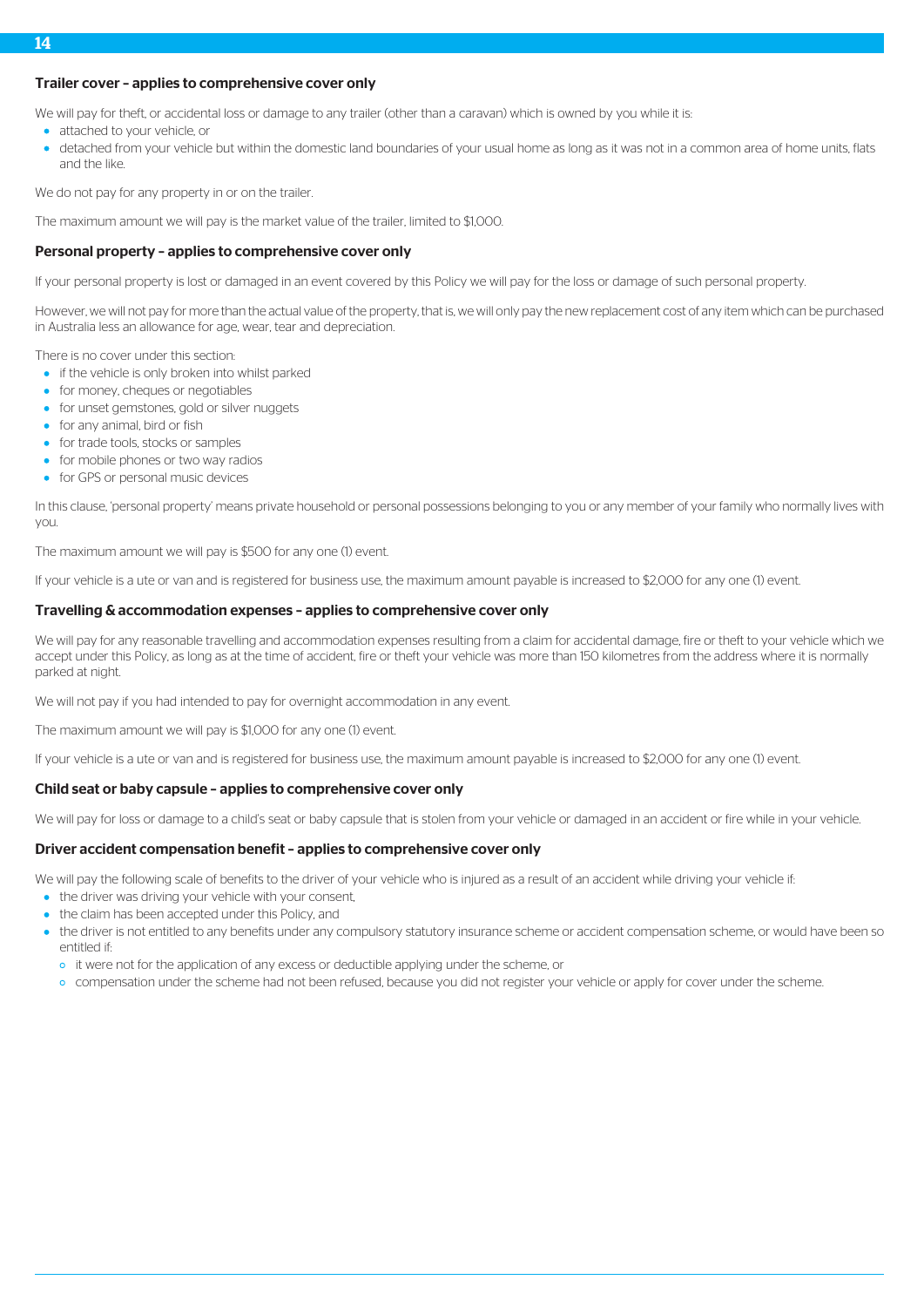### Trailer cover – applies to comprehensive cover only

We will pay for theft, or accidental loss or damage to any trailer (other than a caravan) which is owned by you while it is:

- attached to your vehicle, or
- detached from your vehicle but within the domestic land boundaries of your usual home as long as it was not in a common area of home units, flats and the like.

We do not pay for any property in or on the trailer.

The maximum amount we will pay is the market value of the trailer, limited to $1,000.

### Personal property – applies to comprehensive cover only

If your personal property is lost or damaged in an event covered by this Policy we will pay for the loss or damage of such personal property.

However, we will not pay for more than the actual value of the property, that is, we will only pay the new replacement cost of any item which can be purchased in Australia less an allowance for age, wear, tear and depreciation.

There is no cover under this section:

- if the vehicle is only broken into whilst parked
- for money, cheques or negotiables
- for unset gemstones, gold or silver nuggets
- for any animal, bird or fish
- for trade tools, stocks or samples
- for mobile phones or two way radios
- for GPS or personal music devices

In this clause, 'personal property' means private household or personal possessions belonging to you or any member of your family who normally lives with you.

The maximum amount we will pay is $500 for any one (1) event.

If your vehicle is a ute or van and is registered for business use, the maximum amount payable is increased to $2,000 for any one (1) event.

### Travelling & accommodation expenses – applies to comprehensive cover only

We will pay for any reasonable travelling and accommodation expenses resulting from a claim for accidental damage, fire or theft to your vehicle which we accept under this Policy, as long as at the time of accident, fire or theft your vehicle was more than 150 kilometres from the address where it is normally parked at night.

We will not pay if you had intended to pay for overnight accommodation in any event.

The maximum amount we will pay is $1,000 for any one (1) event.

If your vehicle is a ute or van and is registered for business use, the maximum amount payable is increased to $2,000 for any one (1) event.

### Child seat or baby capsule – applies to comprehensive cover only

We will pay for loss or damage to a child's seat or baby capsule that is stolen from your vehicle or damaged in an accident or fire while in your vehicle.

### Driver accident compensation benefit – applies to comprehensive cover only

We will pay the following scale of benefits to the driver of your vehicle who is injured as a result of an accident while driving your vehicle if:

- the driver was driving your vehicle with your consent,
- the claim has been accepted under this Policy, and
- the driver is not entitled to any benefits under any compulsory statutory insurance scheme or accident compensation scheme, or would have been so entitled if:
  - it were not for the application of any excess or deductible applying under the scheme, or
  - compensation under the scheme had not been refused, because you did not register your vehicle or apply for cover under the scheme.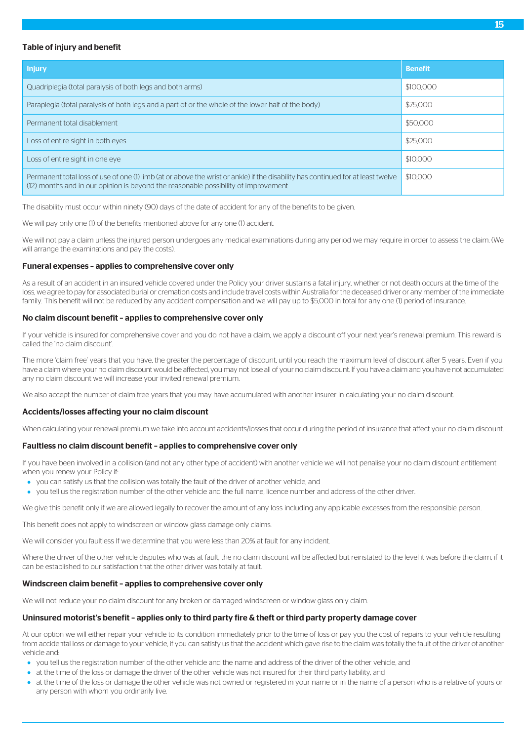### Table of injury and benefit

| Injury | Benefit |
|---|---|
| Quadriplegia (total paralysis of both legs and both arms) | $100,000 |
| Paraplegia (total paralysis of both legs and a part of or the whole of the lower half of the body) | $75,000 |
| Permanent total disablement | $50,000 |
| Loss of entire sight in both eyes | $25,000 |
| Loss of entire sight in one eye | $10,000 |
| Permanent total loss of use of one (1) limb (at or above the wrist or ankle) if the disability has continued for at least twelve (12) months and in our opinion is beyond the reasonable possibility of improvement | $10,000 |

The disability must occur within ninety (90) days of the date of accident for any of the benefits to be given.

We will pay only one (1) of the benefits mentioned above for any one (1) accident.

We will not pay a claim unless the injured person undergoes any medical examinations during any period we may require in order to assess the claim. (We will arrange the examinations and pay the costs).

### Funeral expenses – applies to comprehensive cover only

As a result of an accident in an insured vehicle covered under the Policy your driver sustains a fatal injury, whether or not death occurs at the time of the loss, we agree to pay for associated burial or cremation costs and include travel costs within Australia for the deceased driver or any member of the immediate family. This benefit will not be reduced by any accident compensation and we will pay up to $5,000 in total for any one (1) period of insurance.

### No claim discount benefit – applies to comprehensive cover only

If your vehicle is insured for comprehensive cover and you do not have a claim, we apply a discount off your next year's renewal premium. This reward is called the 'no claim discount'.

The more 'claim free' years that you have, the greater the percentage of discount, until you reach the maximum level of discount after 5 years. Even if you have a claim where your no claim discount would be affected, you may not lose all of your no claim discount. If you have a claim and you have not accumulated any no claim discount we will increase your invited renewal premium.

We also accept the number of claim free years that you may have accumulated with another insurer in calculating your no claim discount.

### Accidents/losses affecting your no claim discount

When calculating your renewal premium we take into account accidents/losses that occur during the period of insurance that affect your no claim discount.

### Faultless no claim discount benefit – applies to comprehensive cover only

If you have been involved in a collision (and not any other type of accident) with another vehicle we will not penalise your no claim discount entitlement when you renew your Policy if:

- you can satisfy us that the collision was totally the fault of the driver of another vehicle, and
- you tell us the registration number of the other vehicle and the full name, licence number and address of the other driver.

We give this benefit only if we are allowed legally to recover the amount of any loss including any applicable excesses from the responsible person.

This benefit does not apply to windscreen or window glass damage only claims.

We will consider you faultless If we determine that you were less than 20% at fault for any incident.

Where the driver of the other vehicle disputes who was at fault, the no claim discount will be affected but reinstated to the level it was before the claim, if it can be established to our satisfaction that the other driver was totally at fault.

### Windscreen claim benefit – applies to comprehensive cover only

We will not reduce your no claim discount for any broken or damaged windscreen or window glass only claim.

### Uninsured motorist's benefit – applies only to third party fire & theft or third party property damage cover

At our option we will either repair your vehicle to its condition immediately prior to the time of loss or pay you the cost of repairs to your vehicle resulting from accidental loss or damage to your vehicle, if you can satisfy us that the accident which gave rise to the claim was totally the fault of the driver of another vehicle and:

- you tell us the registration number of the other vehicle and the name and address of the driver of the other vehicle, and
- at the time of the loss or damage the driver of the other vehicle was not insured for their third party liability, and
- at the time of the loss or damage the other vehicle was not owned or registered in your name or in the name of a person who is a relative of yours or any person with whom you ordinarily live.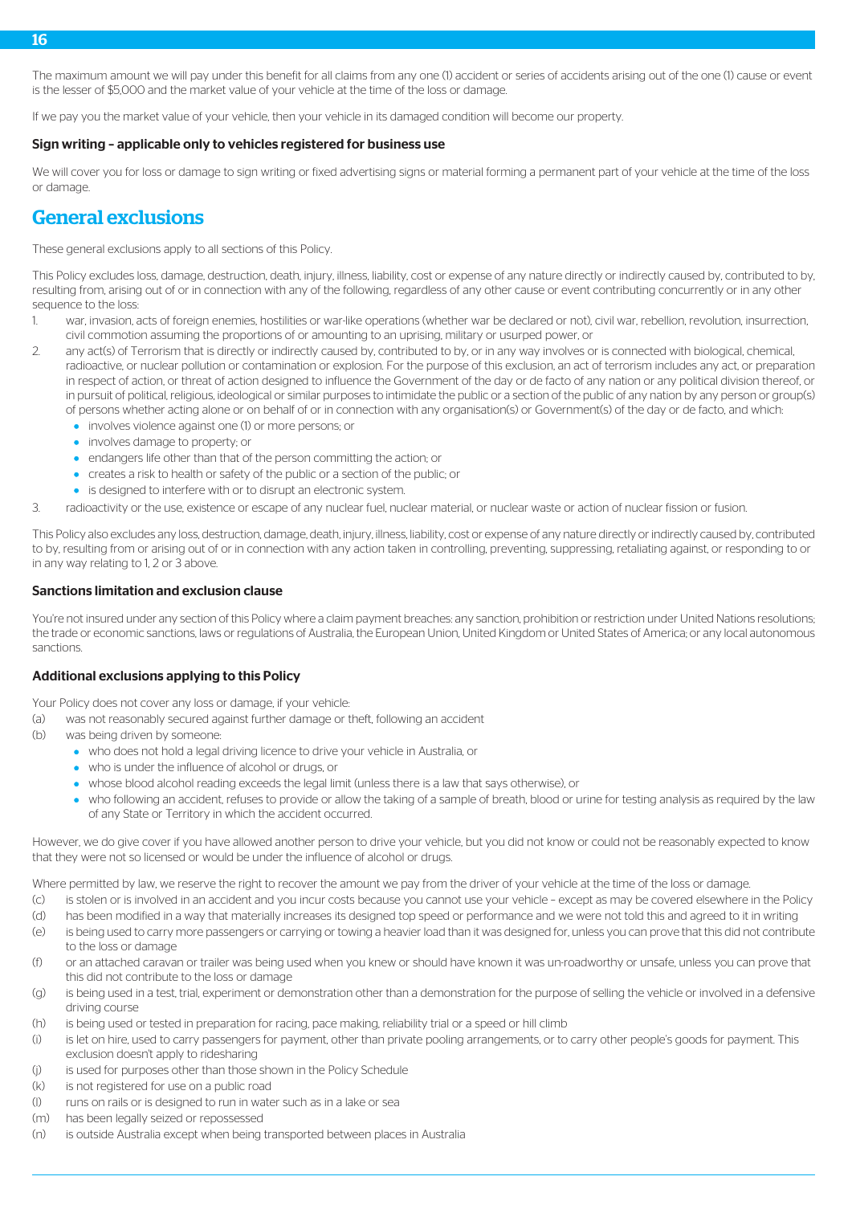The maximum amount we will pay under this benefit for all claims from any one (1) accident or series of accidents arising out of the one (1) cause or event is the lesser of $5,000 and the market value of your vehicle at the time of the loss or damage.

If we pay you the market value of your vehicle, then your vehicle in its damaged condition will become our property.

### Sign writing – applicable only to vehicles registered for business use

We will cover you for loss or damage to sign writing or fixed advertising signs or material forming a permanent part of your vehicle at the time of the loss or damage.

## General exclusions

These general exclusions apply to all sections of this Policy.

This Policy excludes loss, damage, destruction, death, injury, illness, liability, cost or expense of any nature directly or indirectly caused by, contributed to by, resulting from, arising out of or in connection with any of the following, regardless of any other cause or event contributing concurrently or in any other sequence to the loss:

1. war, invasion, acts of foreign enemies, hostilities or war-like operations (whether war be declared or not), civil war, rebellion, revolution, insurrection, civil commotion assuming the proportions of or amounting to an uprising, military or usurped power, or
2. any act(s) of Terrorism that is directly or indirectly caused by, contributed to by, or in any way involves or is connected with biological, chemical, radioactive, or nuclear pollution or contamination or explosion. For the purpose of this exclusion, an act of terrorism includes any act, or preparation in respect of action, or threat of action designed to influence the Government of the day or de facto of any nation or any political division thereof, or in pursuit of political, religious, ideological or similar purposes to intimidate the public or a section of the public of any nation by any person or group(s) of persons whether acting alone or on behalf of or in connection with any organisation(s) or Government(s) of the day or de facto, and which:
   - involves violence against one (1) or more persons; or
   - involves damage to property; or
   - endangers life other than that of the person committing the action; or
   - creates a risk to health or safety of the public or a section of the public; or
   - is designed to interfere with or to disrupt an electronic system.
3. radioactivity or the use, existence or escape of any nuclear fuel, nuclear material, or nuclear waste or action of nuclear fission or fusion.

This Policy also excludes any loss, destruction, damage, death, injury, illness, liability, cost or expense of any nature directly or indirectly caused by, contributed to by, resulting from or arising out of or in connection with any action taken in controlling, preventing, suppressing, retaliating against, or responding to or in any way relating to 1, 2 or 3 above.

### Sanctions limitation and exclusion clause

You're not insured under any section of this Policy where a claim payment breaches: any sanction, prohibition or restriction under United Nations resolutions; the trade or economic sanctions, laws or regulations of Australia, the European Union, United Kingdom or United States of America; or any local autonomous sanctions.

### Additional exclusions applying to this Policy

Your Policy does not cover any loss or damage, if your vehicle:

(a) was not reasonably secured against further damage or theft, following an accident

(b) was being driven by someone:

- who does not hold a legal driving licence to drive your vehicle in Australia, or
- who is under the influence of alcohol or drugs, or
- whose blood alcohol reading exceeds the legal limit (unless there is a law that says otherwise), or
- who following an accident, refuses to provide or allow the taking of a sample of breath, blood or urine for testing analysis as required by the law of any State or Territory in which the accident occurred.

However, we do give cover if you have allowed another person to drive your vehicle, but you did not know or could not be reasonably expected to know that they were not so licensed or would be under the influence of alcohol or drugs.

Where permitted by law, we reserve the right to recover the amount we pay from the driver of your vehicle at the time of the loss or damage.

(c) is stolen or is involved in an accident and you incur costs because you cannot use your vehicle – except as may be covered elsewhere in the Policy

(d) has been modified in a way that materially increases its designed top speed or performance and we were not told this and agreed to it in writing

(e) is being used to carry more passengers or carrying or towing a heavier load than it was designed for, unless you can prove that this did not contribute to the loss or damage

(f) or an attached caravan or trailer was being used when you knew or should have known it was un-roadworthy or unsafe, unless you can prove that this did not contribute to the loss or damage

(g) is being used in a test, trial, experiment or demonstration other than a demonstration for the purpose of selling the vehicle or involved in a defensive driving course

(h) is being used or tested in preparation for racing, pace making, reliability trial or a speed or hill climb

(i) is let on hire, used to carry passengers for payment, other than private pooling arrangements, or to carry other people's goods for payment. This exclusion doesn't apply to ridesharing

(j) is used for purposes other than those shown in the Policy Schedule

(k) is not registered for use on a public road

(l) runs on rails or is designed to run in water such as in a lake or sea

(m) has been legally seized or repossessed

(n) is outside Australia except when being transported between places in Australia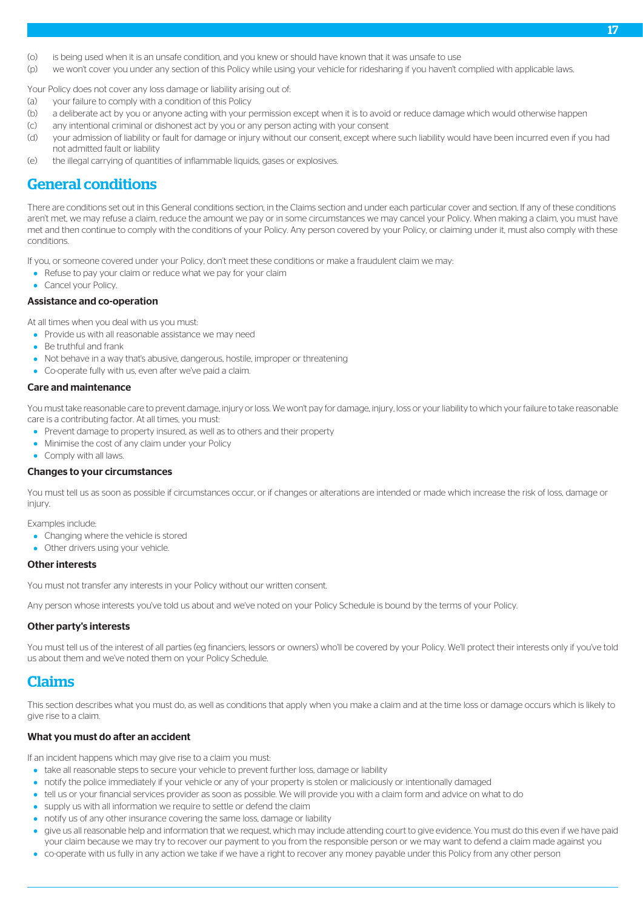(o) is being used when it is an unsafe condition, and you knew or should have known that it was unsafe to use
(p) we won't cover you under any section of this Policy while using your vehicle for ridesharing if you haven't complied with applicable laws.

Your Policy does not cover any loss damage or liability arising out of:

(a) your failure to comply with a condition of this Policy
(b) a deliberate act by you or anyone acting with your permission except when it is to avoid or reduce damage which would otherwise happen
(c) any intentional criminal or dishonest act by you or any person acting with your consent
(d) your admission of liability or fault for damage or injury without our consent, except where such liability would have been incurred even if you had not admitted fault or liability
(e) the illegal carrying of quantities of inflammable liquids, gases or explosives.

# General conditions

There are conditions set out in this General conditions section, in the Claims section and under each particular cover and section. If any of these conditions aren't met, we may refuse a claim, reduce the amount we pay or in some circumstances we may cancel your Policy. When making a claim, you must have met and then continue to comply with the conditions of your Policy. Any person covered by your Policy, or claiming under it, must also comply with these conditions.

If you, or someone covered under your Policy, don't meet these conditions or make a fraudulent claim we may:

- Refuse to pay your claim or reduce what we pay for your claim
- Cancel your Policy.

### Assistance and co-operation

At all times when you deal with us you must:

- Provide us with all reasonable assistance we may need
- Be truthful and frank
- Not behave in a way that's abusive, dangerous, hostile, improper or threatening
- Co-operate fully with us, even after we've paid a claim.

### Care and maintenance

You must take reasonable care to prevent damage, injury or loss. We won't pay for damage, injury, loss or your liability to which your failure to take reasonable care is a contributing factor. At all times, you must:

- Prevent damage to property insured, as well as to others and their property
- Minimise the cost of any claim under your Policy
- Comply with all laws.

### Changes to your circumstances

You must tell us as soon as possible if circumstances occur, or if changes or alterations are intended or made which increase the risk of loss, damage or injury.

Examples include:

- Changing where the vehicle is stored
- Other drivers using your vehicle.

### Other interests

You must not transfer any interests in your Policy without our written consent.

Any person whose interests you've told us about and we've noted on your Policy Schedule is bound by the terms of your Policy.

### Other party's interests

You must tell us of the interest of all parties (eg financiers, lessors or owners) who'll be covered by your Policy. We'll protect their interests only if you've told us about them and we've noted them on your Policy Schedule.

# Claims

This section describes what you must do, as well as conditions that apply when you make a claim and at the time loss or damage occurs which is likely to give rise to a claim.

### What you must do after an accident

If an incident happens which may give rise to a claim you must:

- take all reasonable steps to secure your vehicle to prevent further loss, damage or liability
- notify the police immediately if your vehicle or any of your property is stolen or maliciously or intentionally damaged
- tell us or your financial services provider as soon as possible. We will provide you with a claim form and advice on what to do
- supply us with all information we require to settle or defend the claim
- notify us of any other insurance covering the same loss, damage or liability
- give us all reasonable help and information that we request, which may include attending court to give evidence. You must do this even if we have paid your claim because we may try to recover our payment to you from the responsible person or we may want to defend a claim made against you
- co-operate with us fully in any action we take if we have a right to recover any money payable under this Policy from any other person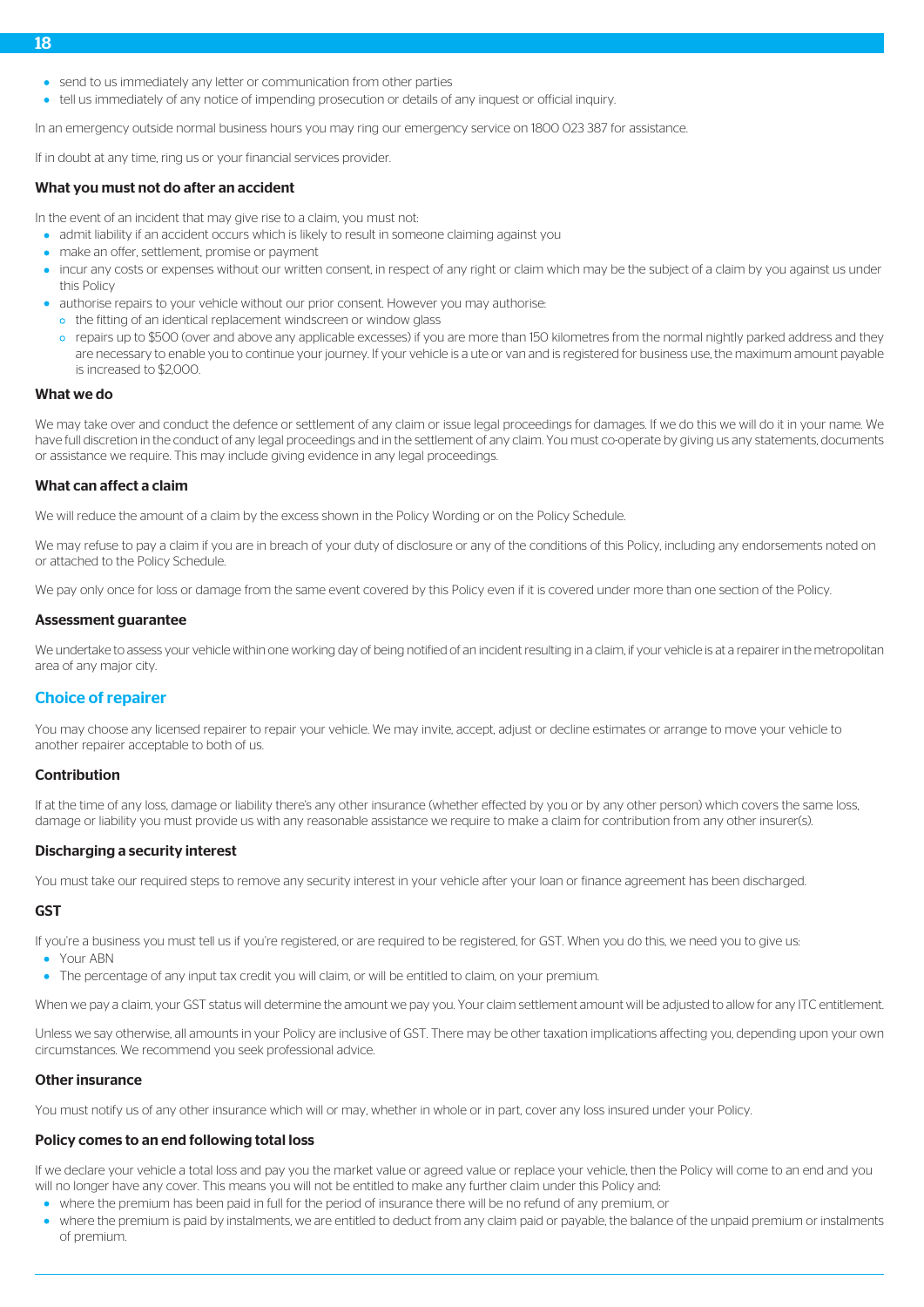- send to us immediately any letter or communication from other parties
- tell us immediately of any notice of impending prosecution or details of any inquest or official inquiry.

In an emergency outside normal business hours you may ring our emergency service on 1800 023 387 for assistance.

If in doubt at any time, ring us or your financial services provider.

### What you must not do after an accident

In the event of an incident that may give rise to a claim, you must not:

- admit liability if an accident occurs which is likely to result in someone claiming against you
- make an offer, settlement, promise or payment
- incur any costs or expenses without our written consent, in respect of any right or claim which may be the subject of a claim by you against us under this Policy
- authorise repairs to your vehicle without our prior consent. However you may authorise:
  - the fitting of an identical replacement windscreen or window glass
  - repairs up to $500 (over and above any applicable excesses) if you are more than 150 kilometres from the normal nightly parked address and they are necessary to enable you to continue your journey. If your vehicle is a ute or van and is registered for business use, the maximum amount payable is increased to $2,000.

### What we do

We may take over and conduct the defence or settlement of any claim or issue legal proceedings for damages. If we do this we will do it in your name. We have full discretion in the conduct of any legal proceedings and in the settlement of any claim. You must co-operate by giving us any statements, documents or assistance we require. This may include giving evidence in any legal proceedings.

### What can affect a claim

We will reduce the amount of a claim by the excess shown in the Policy Wording or on the Policy Schedule.

We may refuse to pay a claim if you are in breach of your duty of disclosure or any of the conditions of this Policy, including any endorsements noted on or attached to the Policy Schedule.

We pay only once for loss or damage from the same event covered by this Policy even if it is covered under more than one section of the Policy.

### Assessment guarantee

We undertake to assess your vehicle within one working day of being notified of an incident resulting in a claim, if your vehicle is at a repairer in the metropolitan area of any major city.

## Choice of repairer

You may choose any licensed repairer to repair your vehicle. We may invite, accept, adjust or decline estimates or arrange to move your vehicle to another repairer acceptable to both of us.

### Contribution

If at the time of any loss, damage or liability there's any other insurance (whether effected by you or by any other person) which covers the same loss, damage or liability you must provide us with any reasonable assistance we require to make a claim for contribution from any other insurer(s).

### Discharging a security interest

You must take our required steps to remove any security interest in your vehicle after your loan or finance agreement has been discharged.

### GST

If you're a business you must tell us if you're registered, or are required to be registered, for GST. When you do this, we need you to give us:

- Your ABN
- The percentage of any input tax credit you will claim, or will be entitled to claim, on your premium.

When we pay a claim, your GST status will determine the amount we pay you. Your claim settlement amount will be adjusted to allow for any ITC entitlement.

Unless we say otherwise, all amounts in your Policy are inclusive of GST. There may be other taxation implications affecting you, depending upon your own circumstances. We recommend you seek professional advice.

### Other insurance

You must notify us of any other insurance which will or may, whether in whole or in part, cover any loss insured under your Policy.

### Policy comes to an end following total loss

If we declare your vehicle a total loss and pay you the market value or agreed value or replace your vehicle, then the Policy will come to an end and you will no longer have any cover. This means you will not be entitled to make any further claim under this Policy and:

- where the premium has been paid in full for the period of insurance there will be no refund of any premium, or
- where the premium is paid by instalments, we are entitled to deduct from any claim paid or payable, the balance of the unpaid premium or instalments of premium.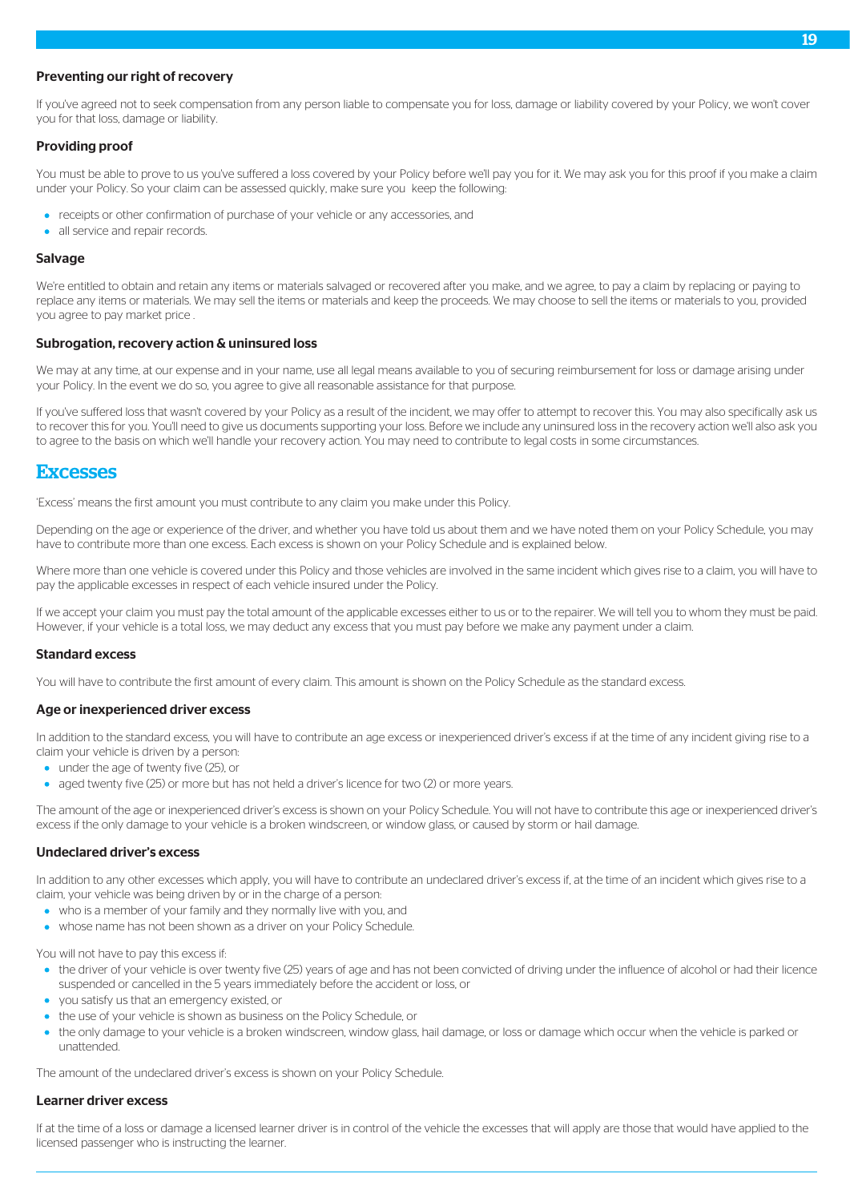### Preventing our right of recovery

If you've agreed not to seek compensation from any person liable to compensate you for loss, damage or liability covered by your Policy, we won't cover you for that loss, damage or liability.

### Providing proof

You must be able to prove to us you've suffered a loss covered by your Policy before we'll pay you for it. We may ask you for this proof if you make a claim under your Policy. So your claim can be assessed quickly, make sure you keep the following:

- receipts or other confirmation of purchase of your vehicle or any accessories, and
- all service and repair records.

### Salvage

We're entitled to obtain and retain any items or materials salvaged or recovered after you make, and we agree, to pay a claim by replacing or paying to replace any items or materials. We may sell the items or materials and keep the proceeds. We may choose to sell the items or materials to you, provided you agree to pay market price .

### Subrogation, recovery action & uninsured loss

We may at any time, at our expense and in your name, use all legal means available to you of securing reimbursement for loss or damage arising under your Policy. In the event we do so, you agree to give all reasonable assistance for that purpose.

If you've suffered loss that wasn't covered by your Policy as a result of the incident, we may offer to attempt to recover this. You may also specifically ask us to recover this for you. You'll need to give us documents supporting your loss. Before we include any uninsured loss in the recovery action we'll also ask you to agree to the basis on which we'll handle your recovery action. You may need to contribute to legal costs in some circumstances.

## Excesses

'Excess' means the first amount you must contribute to any claim you make under this Policy.

Depending on the age or experience of the driver, and whether you have told us about them and we have noted them on your Policy Schedule, you may have to contribute more than one excess. Each excess is shown on your Policy Schedule and is explained below.

Where more than one vehicle is covered under this Policy and those vehicles are involved in the same incident which gives rise to a claim, you will have to pay the applicable excesses in respect of each vehicle insured under the Policy.

If we accept your claim you must pay the total amount of the applicable excesses either to us or to the repairer. We will tell you to whom they must be paid. However, if your vehicle is a total loss, we may deduct any excess that you must pay before we make any payment under a claim.

### Standard excess

You will have to contribute the first amount of every claim. This amount is shown on the Policy Schedule as the standard excess.

### Age or inexperienced driver excess

In addition to the standard excess, you will have to contribute an age excess or inexperienced driver's excess if at the time of any incident giving rise to a claim your vehicle is driven by a person:

- under the age of twenty five (25), or
- aged twenty five (25) or more but has not held a driver's licence for two (2) or more years.

The amount of the age or inexperienced driver's excess is shown on your Policy Schedule. You will not have to contribute this age or inexperienced driver's excess if the only damage to your vehicle is a broken windscreen, or window glass, or caused by storm or hail damage.

### Undeclared driver's excess

In addition to any other excesses which apply, you will have to contribute an undeclared driver's excess if, at the time of an incident which gives rise to a claim, your vehicle was being driven by or in the charge of a person:

- who is a member of your family and they normally live with you, and
- whose name has not been shown as a driver on your Policy Schedule.

You will not have to pay this excess if:

- the driver of your vehicle is over twenty five (25) years of age and has not been convicted of driving under the influence of alcohol or had their licence suspended or cancelled in the 5 years immediately before the accident or loss, or
- you satisfy us that an emergency existed, or
- the use of your vehicle is shown as business on the Policy Schedule, or
- the only damage to your vehicle is a broken windscreen, window glass, hail damage, or loss or damage which occur when the vehicle is parked or unattended.

The amount of the undeclared driver's excess is shown on your Policy Schedule.

### Learner driver excess

If at the time of a loss or damage a licensed learner driver is in control of the vehicle the excesses that will apply are those that would have applied to the licensed passenger who is instructing the learner.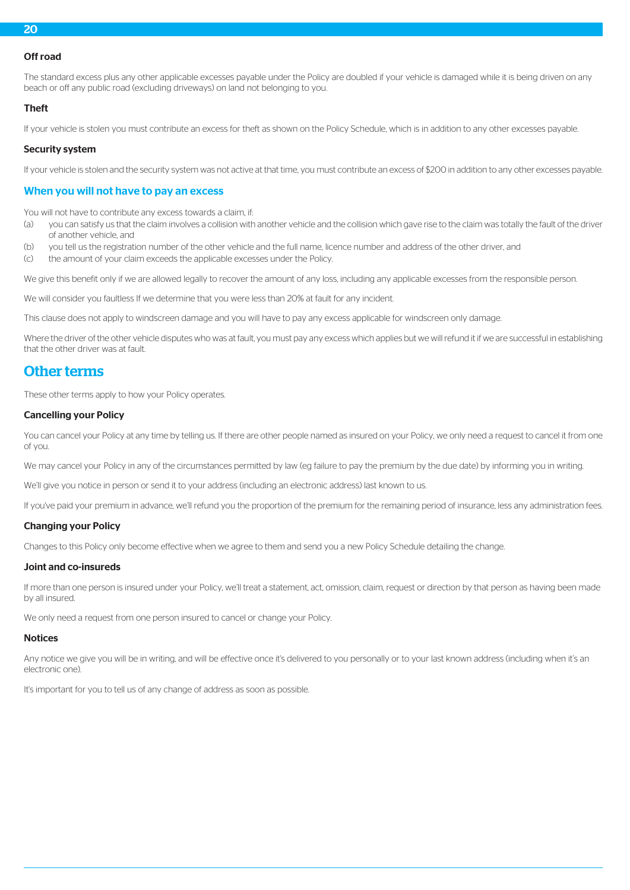### Off road

The standard excess plus any other applicable excesses payable under the Policy are doubled if your vehicle is damaged while it is being driven on any beach or off any public road (excluding driveways) on land not belonging to you.

### Theft

If your vehicle is stolen you must contribute an excess for theft as shown on the Policy Schedule, which is in addition to any other excesses payable.

### Security system

If your vehicle is stolen and the security system was not active at that time, you must contribute an excess of $200 in addition to any other excesses payable.

## When you will not have to pay an excess

You will not have to contribute any excess towards a claim, if:

(a) you can satisfy us that the claim involves a collision with another vehicle and the collision which gave rise to the claim was totally the fault of the driver of another vehicle, and

(b) you tell us the registration number of the other vehicle and the full name, licence number and address of the other driver, and

(c) the amount of your claim exceeds the applicable excesses under the Policy.

We give this benefit only if we are allowed legally to recover the amount of any loss, including any applicable excesses from the responsible person.

We will consider you faultless If we determine that you were less than 20% at fault for any incident.

This clause does not apply to windscreen damage and you will have to pay any excess applicable for windscreen only damage.

Where the driver of the other vehicle disputes who was at fault, you must pay any excess which applies but we will refund it if we are successful in establishing that the other driver was at fault.

# Other terms

These other terms apply to how your Policy operates.

### Cancelling your Policy

You can cancel your Policy at any time by telling us. If there are other people named as insured on your Policy, we only need a request to cancel it from one of you.

We may cancel your Policy in any of the circumstances permitted by law (eg failure to pay the premium by the due date) by informing you in writing.

We'll give you notice in person or send it to your address (including an electronic address) last known to us.

If you've paid your premium in advance, we'll refund you the proportion of the premium for the remaining period of insurance, less any administration fees.

### Changing your Policy

Changes to this Policy only become effective when we agree to them and send you a new Policy Schedule detailing the change.

### Joint and co-insureds

If more than one person is insured under your Policy, we'll treat a statement, act, omission, claim, request or direction by that person as having been made by all insured.

We only need a request from one person insured to cancel or change your Policy.

### Notices

Any notice we give you will be in writing, and will be effective once it's delivered to you personally or to your last known address (including when it's an electronic one).

It's important for you to tell us of any change of address as soon as possible.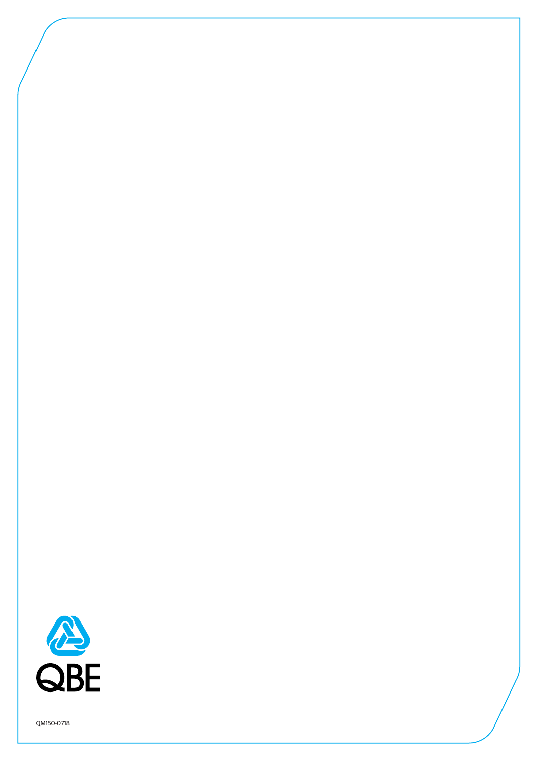QBE

QM150-0718